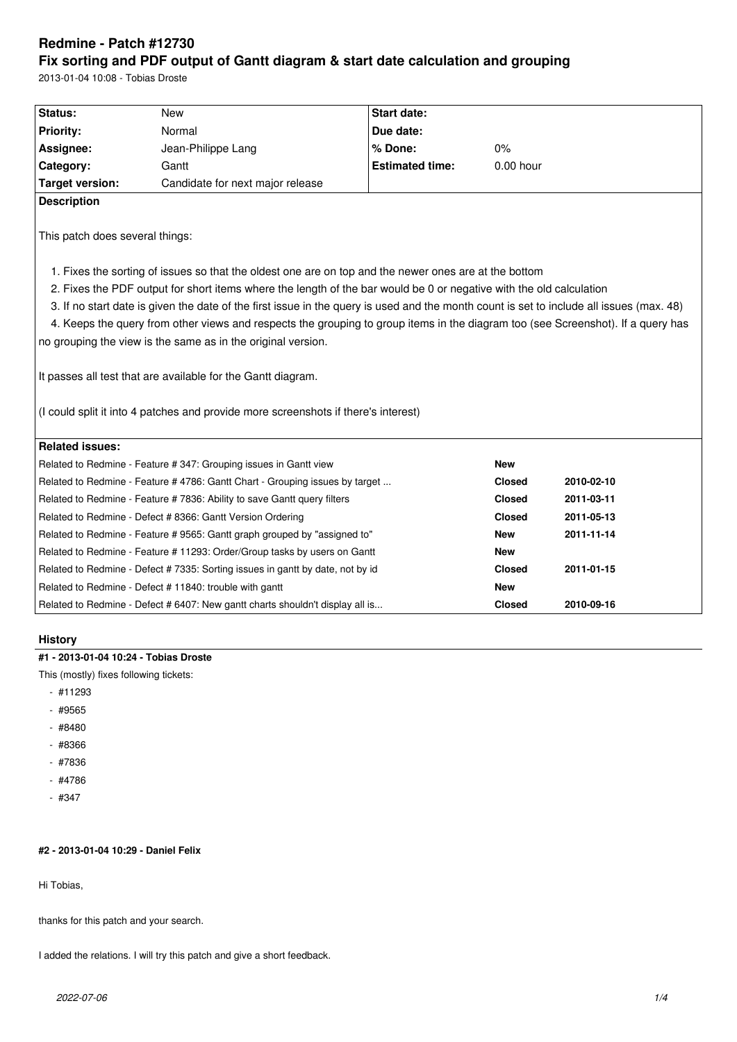# Redmine - Patch #12730

## Fix sorting and PDF output of Gantt diagram & start date calculation and grouping

2013-01-04 10:08 - Tobias Droste

| Status: | New | Start date: | |
|---|---|---|---|
| Priority: | Normal | Due date: | |
| Assignee: | Jean-Philippe Lang | % Done: | 0% |
| Category: | Gantt | Estimated time: | 0.00 hour |
| Target version: | Candidate for next major release | | |

**Description**

This patch does several things:

1. Fixes the sorting of issues so that the oldest one are on top and the newer ones are at the bottom
2. Fixes the PDF output for short items where the length of the bar would be 0 or negative with the old calculation
3. If no start date is given the date of the first issue in the query is used and the month count is set to include all issues (max. 48)
4. Keeps the query from other views and respects the grouping to group items in the diagram too (see Screenshot). If a query has no grouping the view is the same as in the original version.

It passes all test that are available for the Gantt diagram.

(I could split it into 4 patches and provide more screenshots if there's interest)

**Related issues:**

| Issue | Status | Date |
|---|---|---|
| Related to Redmine - Feature # 347: Grouping issues in Gantt view | New | |
| Related to Redmine - Feature # 4786: Gantt Chart - Grouping issues by target ... | Closed | 2010-02-10 |
| Related to Redmine - Feature # 7836: Ability to save Gantt query filters | Closed | 2011-03-11 |
| Related to Redmine - Defect # 8366: Gantt Version Ordering | Closed | 2011-05-13 |
| Related to Redmine - Feature # 9565: Gantt graph grouped by "assigned to" | New | 2011-11-14 |
| Related to Redmine - Feature # 11293: Order/Group tasks by users on Gantt | New | |
| Related to Redmine - Defect # 7335: Sorting issues in gantt by date, not by id | Closed | 2011-01-15 |
| Related to Redmine - Defect # 11840: trouble with gantt | New | |
| Related to Redmine - Defect # 6407: New gantt charts shouldn't display all is... | Closed | 2010-09-16 |

### History

#### #1 - 2013-01-04 10:24 - Tobias Droste

This (mostly) fixes following tickets:

- #11293
- #9565
- #8480
- #8366
- #7836
- #4786
- #347

#### #2 - 2013-01-04 10:29 - Daniel Felix

Hi Tobias,

thanks for this patch and your search.

I added the relations. I will try this patch and give a short feedback.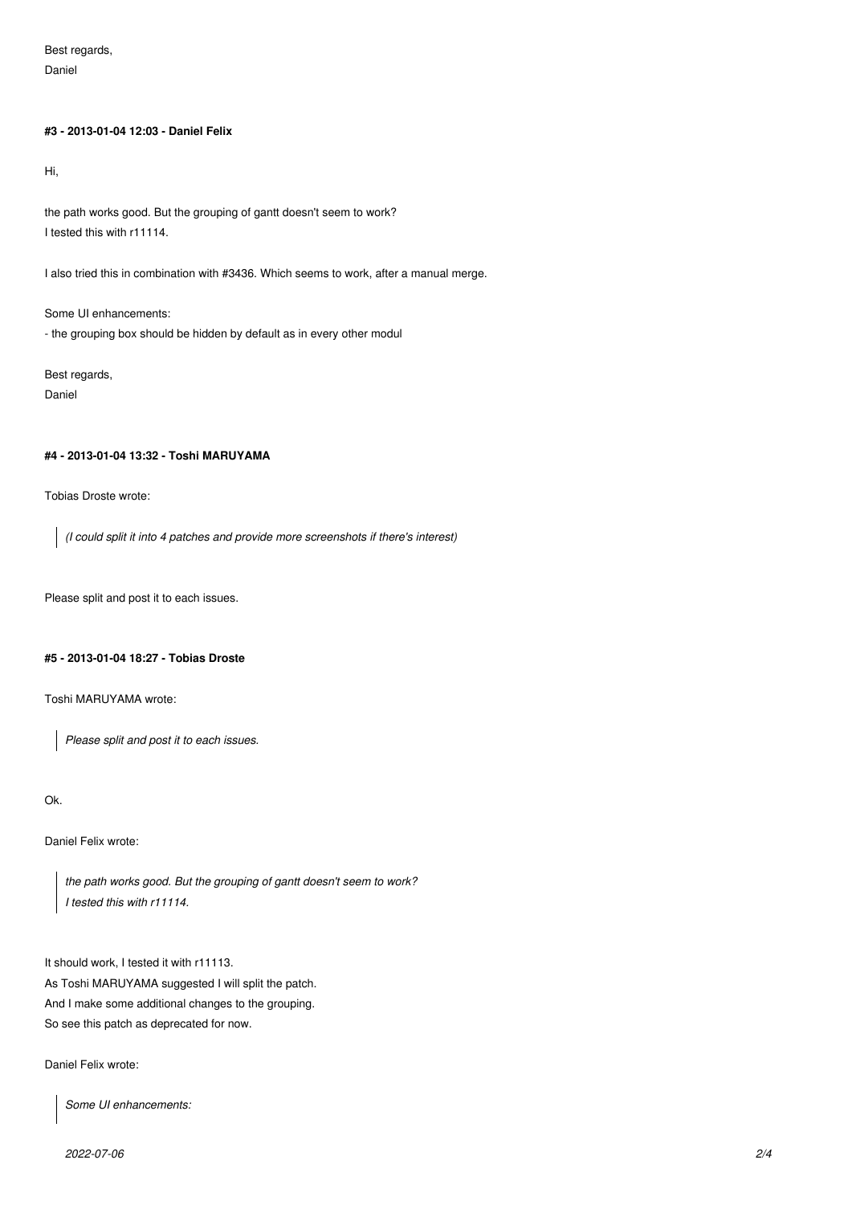Best regards,
Daniel

#### #3 - 2013-01-04 12:03 - Daniel Felix

Hi,

the path works good. But the grouping of gantt doesn't seem to work?
I tested this with r11114.

I also tried this in combination with #3436. Which seems to work, after a manual merge.

Some UI enhancements:
- the grouping box should be hidden by default as in every other modul

Best regards,
Daniel

#### #4 - 2013-01-04 13:32 - Toshi MARUYAMA

Tobias Droste wrote:

> *(I could split it into 4 patches and provide more screenshots if there's interest)*

Please split and post it to each issues.

#### #5 - 2013-01-04 18:27 - Tobias Droste

Toshi MARUYAMA wrote:

> *Please split and post it to each issues.*

Ok.

Daniel Felix wrote:

> *the path works good. But the grouping of gantt doesn't seem to work?*
> *I tested this with r11114.*

It should work, I tested it with r11113.
As Toshi MARUYAMA suggested I will split the patch.
And I make some additional changes to the grouping.
So see this patch as deprecated for now.

Daniel Felix wrote:

> *Some UI enhancements:*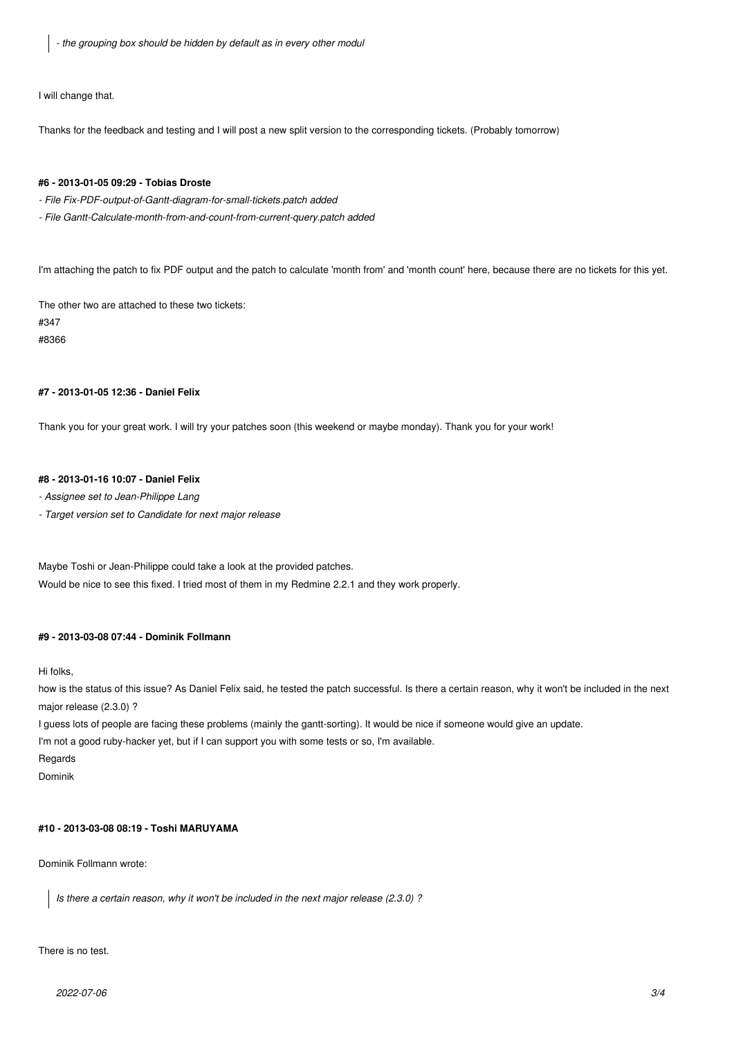> *- the grouping box should be hidden by default as in every other modul*

I will change that.

Thanks for the feedback and testing and I will post a new split version to the corresponding tickets. (Probably tomorrow)

#### #6 - 2013-01-05 09:29 - Tobias Droste

*- File Fix-PDF-output-of-Gantt-diagram-for-small-tickets.patch added*

*- File Gantt-Calculate-month-from-and-count-from-current-query.patch added*

I'm attaching the patch to fix PDF output and the patch to calculate 'month from' and 'month count' here, because there are no tickets for this yet.

The other two are attached to these two tickets:
#347
#8366

#### #7 - 2013-01-05 12:36 - Daniel Felix

Thank you for your great work. I will try your patches soon (this weekend or maybe monday). Thank you for your work!

#### #8 - 2013-01-16 10:07 - Daniel Felix

*- Assignee set to Jean-Philippe Lang*

*- Target version set to Candidate for next major release*

Maybe Toshi or Jean-Philippe could take a look at the provided patches.
Would be nice to see this fixed. I tried most of them in my Redmine 2.2.1 and they work properly.

#### #9 - 2013-03-08 07:44 - Dominik Follmann

Hi folks,

how is the status of this issue? As Daniel Felix said, he tested the patch successful. Is there a certain reason, why it won't be included in the next major release (2.3.0) ?

I guess lots of people are facing these problems (mainly the gantt-sorting). It would be nice if someone would give an update.

I'm not a good ruby-hacker yet, but if I can support you with some tests or so, I'm available.

Regards

Dominik

#### #10 - 2013-03-08 08:19 - Toshi MARUYAMA

Dominik Follmann wrote:

> *Is there a certain reason, why it won't be included in the next major release (2.3.0) ?*

There is no test.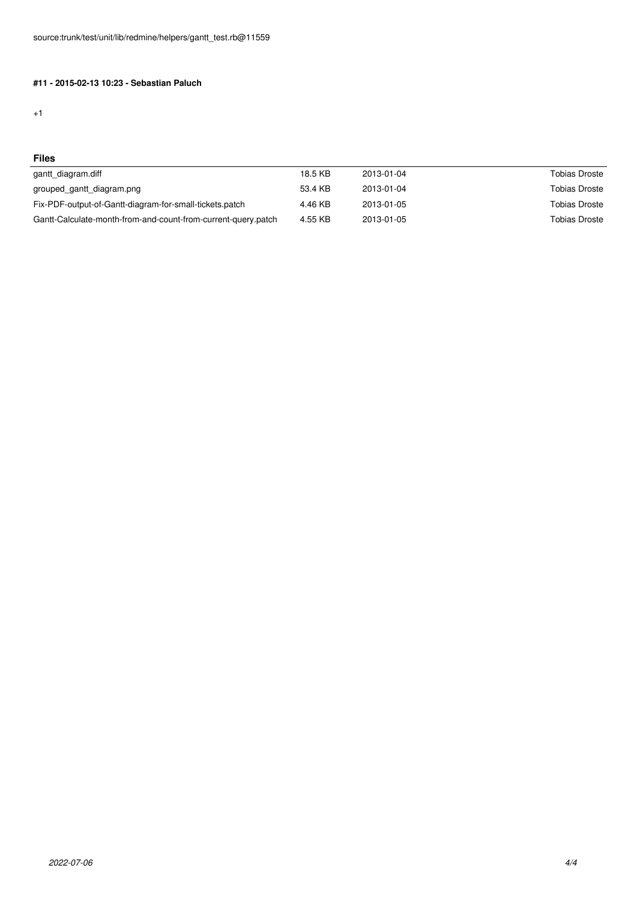source:trunk/test/unit/lib/redmine/helpers/gantt_test.rb@11559

#### #11 - 2015-02-13 10:23 - Sebastian Paluch

+1

### Files

| | | | |
|---|---|---|---|
| gantt_diagram.diff | 18.5 KB | 2013-01-04 | Tobias Droste |
| grouped_gantt_diagram.png | 53.4 KB | 2013-01-04 | Tobias Droste |
| Fix-PDF-output-of-Gantt-diagram-for-small-tickets.patch | 4.46 KB | 2013-01-05 | Tobias Droste |
| Gantt-Calculate-month-from-and-count-from-current-query.patch | 4.55 KB | 2013-01-05 | Tobias Droste |